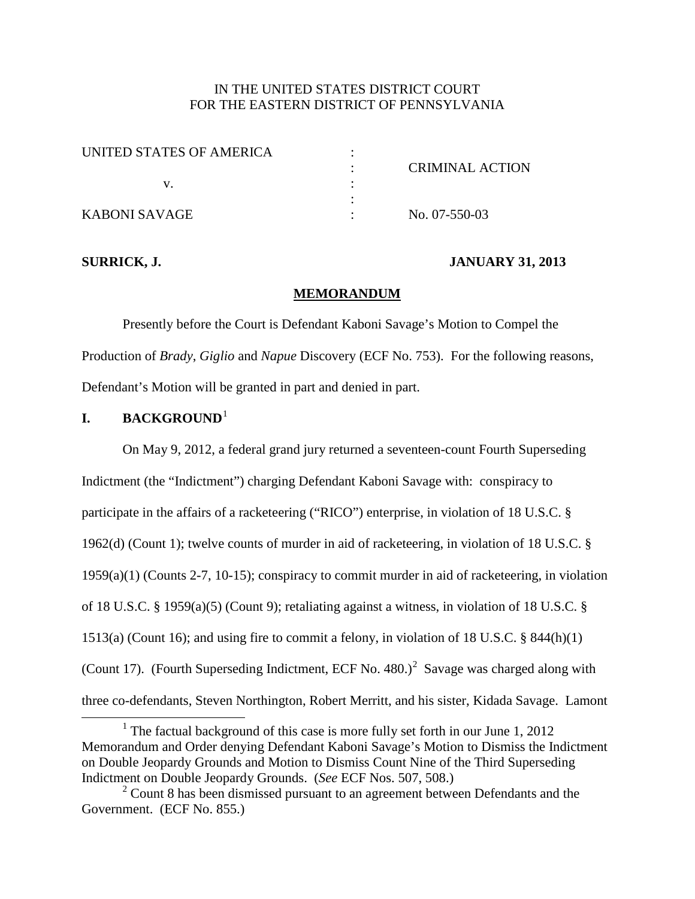IN THE UNITED STATES DISTRICT COURT
FOR THE EASTERN DISTRICT OF PENNSYLVANIA

| | | |
|---|---|---|
| UNITED STATES OF AMERICA | : | |
| | : | CRIMINAL ACTION |
| v. | : | |
| | : | |
| KABONI SAVAGE | : | No. 07-550-03 |

**SURRICK, J.** **JANUARY 31, 2013**

**MEMORANDUM**

Presently before the Court is Defendant Kaboni Savage's Motion to Compel the Production of *Brady*, *Giglio* and *Napue* Discovery (ECF No. 753). For the following reasons, Defendant's Motion will be granted in part and denied in part.

## I. BACKGROUND[1]

On May 9, 2012, a federal grand jury returned a seventeen-count Fourth Superseding Indictment (the "Indictment") charging Defendant Kaboni Savage with: conspiracy to participate in the affairs of a racketeering ("RICO") enterprise, in violation of 18 U.S.C. § 1962(d) (Count 1); twelve counts of murder in aid of racketeering, in violation of 18 U.S.C. § 1959(a)(1) (Counts 2-7, 10-15); conspiracy to commit murder in aid of racketeering, in violation of 18 U.S.C. § 1959(a)(5) (Count 9); retaliating against a witness, in violation of 18 U.S.C. § 1513(a) (Count 16); and using fire to commit a felony, in violation of 18 U.S.C. § 844(h)(1) (Count 17). (Fourth Superseding Indictment, ECF No. 480.)[2] Savage was charged along with three co-defendants, Steven Northington, Robert Merritt, and his sister, Kidada Savage. Lamont

[1] The factual background of this case is more fully set forth in our June 1, 2012 Memorandum and Order denying Defendant Kaboni Savage's Motion to Dismiss the Indictment on Double Jeopardy Grounds and Motion to Dismiss Count Nine of the Third Superseding Indictment on Double Jeopardy Grounds. (*See* ECF Nos. 507, 508.)

[2] Count 8 has been dismissed pursuant to an agreement between Defendants and the Government. (ECF No. 855.)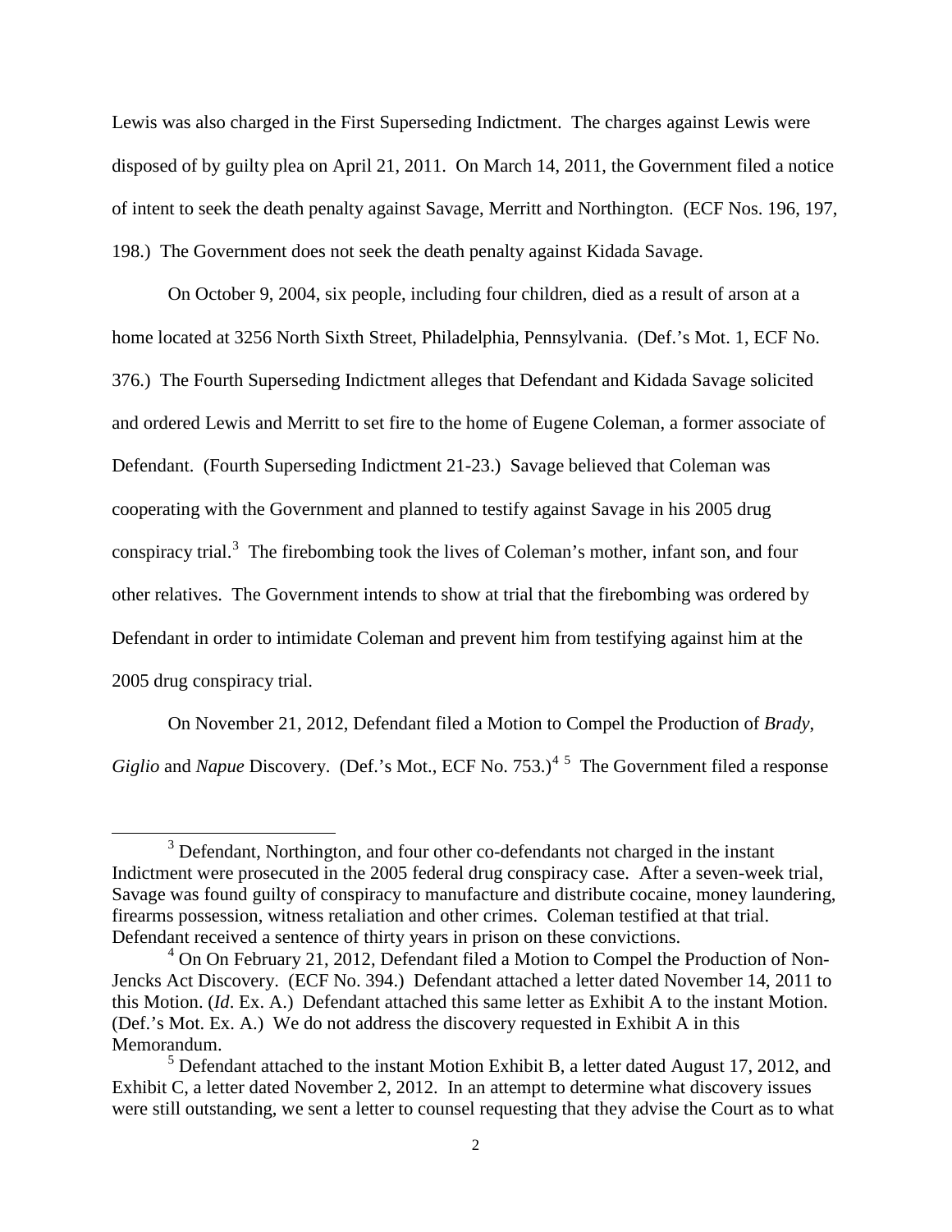Lewis was also charged in the First Superseding Indictment. The charges against Lewis were disposed of by guilty plea on April 21, 2011. On March 14, 2011, the Government filed a notice of intent to seek the death penalty against Savage, Merritt and Northington. (ECF Nos. 196, 197, 198.) The Government does not seek the death penalty against Kidada Savage.

On October 9, 2004, six people, including four children, died as a result of arson at a home located at 3256 North Sixth Street, Philadelphia, Pennsylvania. (Def.'s Mot. 1, ECF No. 376.) The Fourth Superseding Indictment alleges that Defendant and Kidada Savage solicited and ordered Lewis and Merritt to set fire to the home of Eugene Coleman, a former associate of Defendant. (Fourth Superseding Indictment 21-23.) Savage believed that Coleman was cooperating with the Government and planned to testify against Savage in his 2005 drug conspiracy trial.[3] The firebombing took the lives of Coleman's mother, infant son, and four other relatives. The Government intends to show at trial that the firebombing was ordered by Defendant in order to intimidate Coleman and prevent him from testifying against him at the 2005 drug conspiracy trial.

On November 21, 2012, Defendant filed a Motion to Compel the Production of *Brady*, *Giglio* and *Napue* Discovery. (Def.'s Mot., ECF No. 753.)[4] [5] The Government filed a response

---

[3] Defendant, Northington, and four other co-defendants not charged in the instant Indictment were prosecuted in the 2005 federal drug conspiracy case. After a seven-week trial, Savage was found guilty of conspiracy to manufacture and distribute cocaine, money laundering, firearms possession, witness retaliation and other crimes. Coleman testified at that trial. Defendant received a sentence of thirty years in prison on these convictions.

[4] On On February 21, 2012, Defendant filed a Motion to Compel the Production of Non-Jencks Act Discovery. (ECF No. 394.) Defendant attached a letter dated November 14, 2011 to this Motion. (*Id*. Ex. A.) Defendant attached this same letter as Exhibit A to the instant Motion. (Def.'s Mot. Ex. A.) We do not address the discovery requested in Exhibit A in this Memorandum.

[5] Defendant attached to the instant Motion Exhibit B, a letter dated August 17, 2012, and Exhibit C, a letter dated November 2, 2012. In an attempt to determine what discovery issues were still outstanding, we sent a letter to counsel requesting that they advise the Court as to what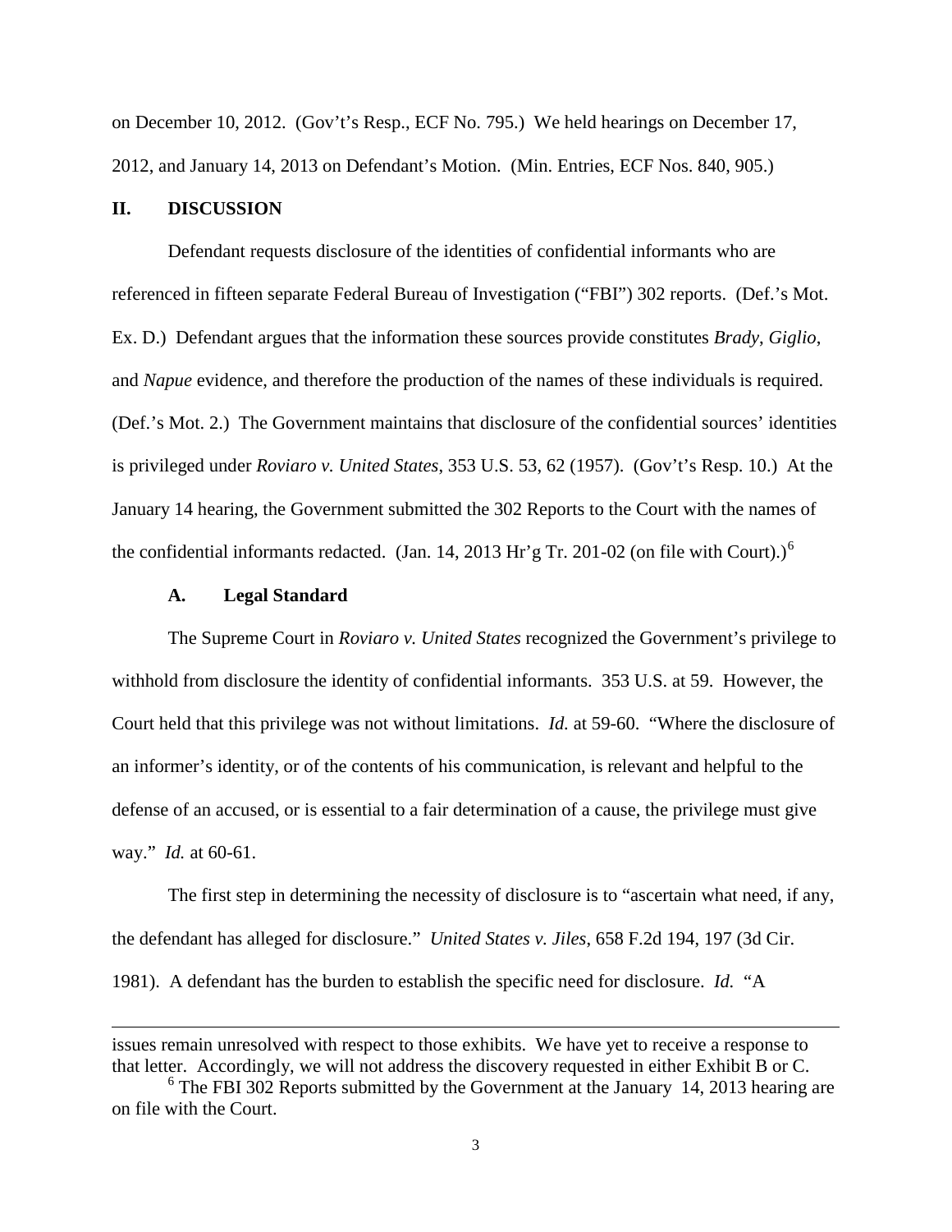on December 10, 2012. (Gov't's Resp., ECF No. 795.) We held hearings on December 17, 2012, and January 14, 2013 on Defendant's Motion. (Min. Entries, ECF Nos. 840, 905.)

## II. DISCUSSION

Defendant requests disclosure of the identities of confidential informants who are referenced in fifteen separate Federal Bureau of Investigation ("FBI") 302 reports. (Def.'s Mot. Ex. D.) Defendant argues that the information these sources provide constitutes *Brady*, *Giglio*, and *Napue* evidence, and therefore the production of the names of these individuals is required. (Def.'s Mot. 2.) The Government maintains that disclosure of the confidential sources' identities is privileged under *Roviaro v. United States*, 353 U.S. 53, 62 (1957). (Gov't's Resp. 10.) At the January 14 hearing, the Government submitted the 302 Reports to the Court with the names of the confidential informants redacted. (Jan. 14, 2013 Hr'g Tr. 201-02 (on file with Court).)[6]

### A. Legal Standard

The Supreme Court in *Roviaro v. United States* recognized the Government's privilege to withhold from disclosure the identity of confidential informants. 353 U.S. at 59. However, the Court held that this privilege was not without limitations. *Id.* at 59-60. "Where the disclosure of an informer's identity, or of the contents of his communication, is relevant and helpful to the defense of an accused, or is essential to a fair determination of a cause, the privilege must give way." *Id.* at 60-61.

The first step in determining the necessity of disclosure is to "ascertain what need, if any, the defendant has alleged for disclosure." *United States v. Jiles*, 658 F.2d 194, 197 (3d Cir. 1981). A defendant has the burden to establish the specific need for disclosure. *Id.* "A

---

issues remain unresolved with respect to those exhibits. We have yet to receive a response to that letter. Accordingly, we will not address the discovery requested in either Exhibit B or C.

[6] The FBI 302 Reports submitted by the Government at the January 14, 2013 hearing are on file with the Court.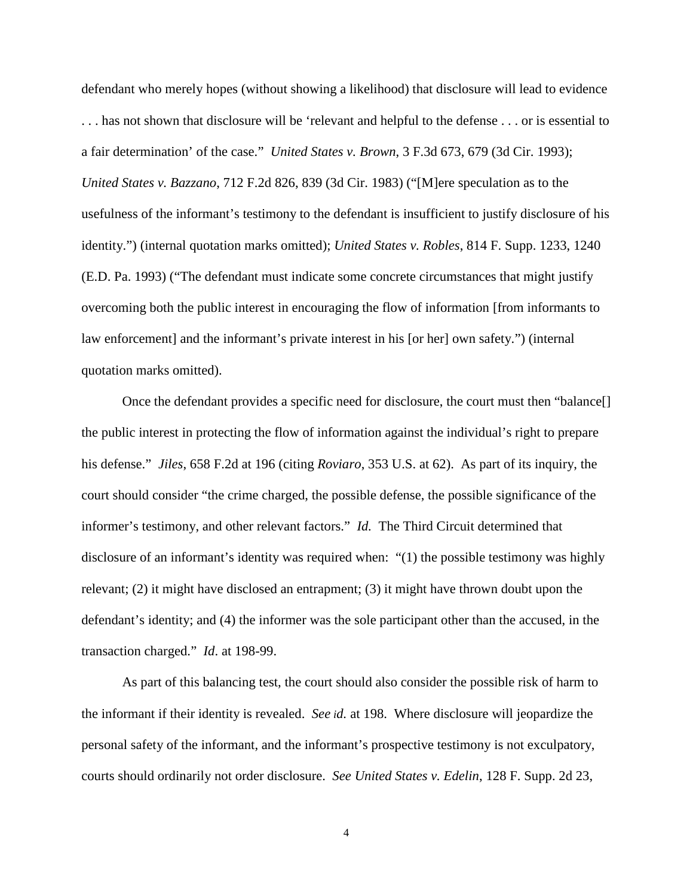defendant who merely hopes (without showing a likelihood) that disclosure will lead to evidence . . . has not shown that disclosure will be 'relevant and helpful to the defense . . . or is essential to a fair determination' of the case." *United States v. Brown*, 3 F.3d 673, 679 (3d Cir. 1993); *United States v. Bazzano*, 712 F.2d 826, 839 (3d Cir. 1983) ("[M]ere speculation as to the usefulness of the informant's testimony to the defendant is insufficient to justify disclosure of his identity.") (internal quotation marks omitted); *United States v. Robles*, 814 F. Supp. 1233, 1240 (E.D. Pa. 1993) ("The defendant must indicate some concrete circumstances that might justify overcoming both the public interest in encouraging the flow of information [from informants to law enforcement] and the informant's private interest in his [or her] own safety.") (internal quotation marks omitted).

Once the defendant provides a specific need for disclosure, the court must then "balance[] the public interest in protecting the flow of information against the individual's right to prepare his defense." *Jiles*, 658 F.2d at 196 (citing *Roviaro*, 353 U.S. at 62). As part of its inquiry, the court should consider "the crime charged, the possible defense, the possible significance of the informer's testimony, and other relevant factors." *Id.* The Third Circuit determined that disclosure of an informant's identity was required when: "(1) the possible testimony was highly relevant; (2) it might have disclosed an entrapment; (3) it might have thrown doubt upon the defendant's identity; and (4) the informer was the sole participant other than the accused, in the transaction charged." *Id*. at 198-99.

As part of this balancing test, the court should also consider the possible risk of harm to the informant if their identity is revealed. *See id.* at 198. Where disclosure will jeopardize the personal safety of the informant, and the informant's prospective testimony is not exculpatory, courts should ordinarily not order disclosure. *See United States v. Edelin*, 128 F. Supp. 2d 23,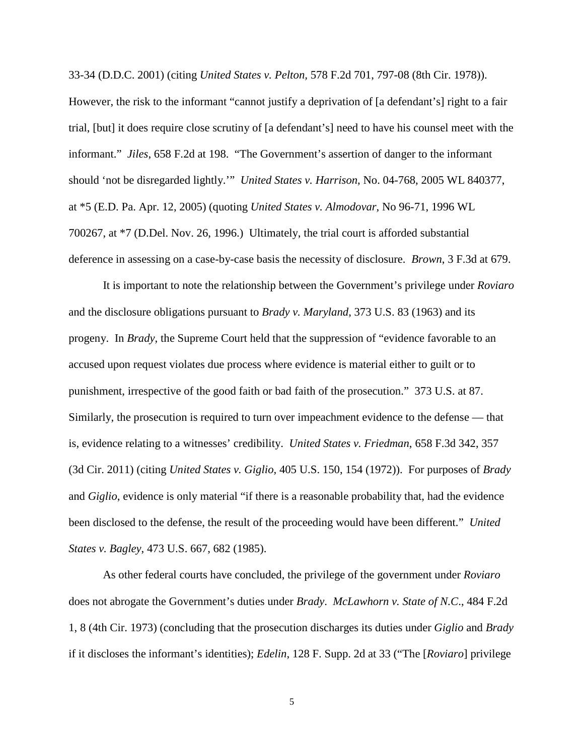33-34 (D.D.C. 2001) (citing *United States v. Pelton*, 578 F.2d 701, 797-08 (8th Cir. 1978)). However, the risk to the informant "cannot justify a deprivation of [a defendant's] right to a fair trial, [but] it does require close scrutiny of [a defendant's] need to have his counsel meet with the informant." *Jiles*, 658 F.2d at 198. "The Government's assertion of danger to the informant should 'not be disregarded lightly.'" *United States v. Harrison*, No. 04-768, 2005 WL 840377, at *5 (E.D. Pa. Apr. 12, 2005) (quoting *United States v. Almodovar*, No 96-71, 1996 WL 700267, at *7 (D.Del. Nov. 26, 1996.) Ultimately, the trial court is afforded substantial deference in assessing on a case-by-case basis the necessity of disclosure. *Brown*, 3 F.3d at 679.

It is important to note the relationship between the Government's privilege under *Roviaro* and the disclosure obligations pursuant to *Brady v. Maryland*, 373 U.S. 83 (1963) and its progeny. In *Brady*, the Supreme Court held that the suppression of "evidence favorable to an accused upon request violates due process where evidence is material either to guilt or to punishment, irrespective of the good faith or bad faith of the prosecution." 373 U.S. at 87. Similarly, the prosecution is required to turn over impeachment evidence to the defense — that is, evidence relating to a witnesses' credibility. *United States v. Friedman*, 658 F.3d 342, 357 (3d Cir. 2011) (citing *United States v. Giglio*, 405 U.S. 150, 154 (1972)). For purposes of *Brady* and *Giglio*, evidence is only material "if there is a reasonable probability that, had the evidence been disclosed to the defense, the result of the proceeding would have been different." *United States v. Bagley*, 473 U.S. 667, 682 (1985).

As other federal courts have concluded, the privilege of the government under *Roviaro* does not abrogate the Government's duties under *Brady*. *McLawhorn v. State of N.C.*, 484 F.2d 1, 8 (4th Cir. 1973) (concluding that the prosecution discharges its duties under *Giglio* and *Brady* if it discloses the informant's identities); *Edelin*, 128 F. Supp. 2d at 33 ("The [*Roviaro*] privilege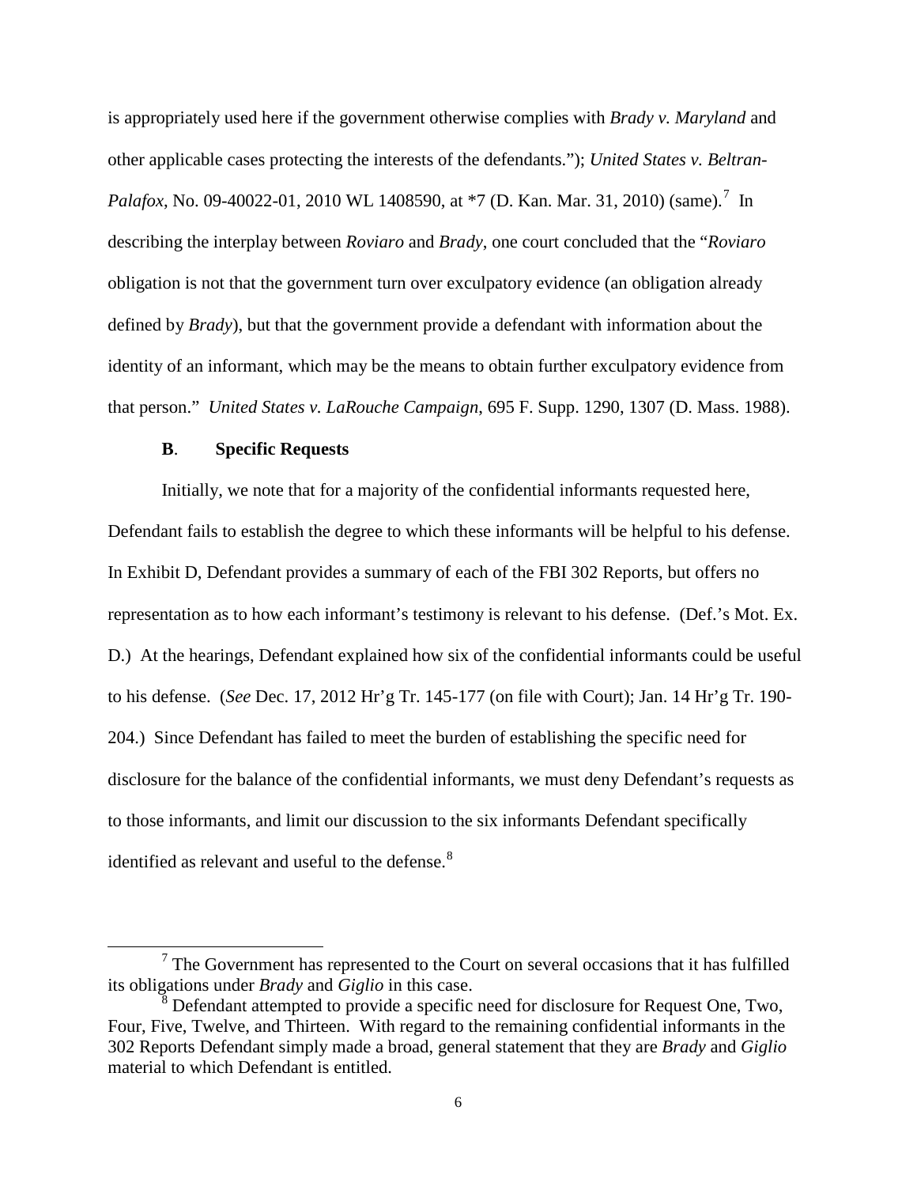is appropriately used here if the government otherwise complies with *Brady v. Maryland* and other applicable cases protecting the interests of the defendants."); *United States v. Beltran-Palafox*, No. 09-40022-01, 2010 WL 1408590, at *7 (D. Kan. Mar. 31, 2010) (same).[7] In describing the interplay between *Roviaro* and *Brady*, one court concluded that the "*Roviaro* obligation is not that the government turn over exculpatory evidence (an obligation already defined by *Brady*), but that the government provide a defendant with information about the identity of an informant, which may be the means to obtain further exculpatory evidence from that person." *United States v. LaRouche Campaign*, 695 F. Supp. 1290, 1307 (D. Mass. 1988).

**B**. **Specific Requests**

Initially, we note that for a majority of the confidential informants requested here, Defendant fails to establish the degree to which these informants will be helpful to his defense. In Exhibit D, Defendant provides a summary of each of the FBI 302 Reports, but offers no representation as to how each informant's testimony is relevant to his defense. (Def.'s Mot. Ex. D.) At the hearings, Defendant explained how six of the confidential informants could be useful to his defense. (*See* Dec. 17, 2012 Hr'g Tr. 145-177 (on file with Court); Jan. 14 Hr'g Tr. 190-204.) Since Defendant has failed to meet the burden of establishing the specific need for disclosure for the balance of the confidential informants, we must deny Defendant's requests as to those informants, and limit our discussion to the six informants Defendant specifically identified as relevant and useful to the defense.[8]

---

[7] The Government has represented to the Court on several occasions that it has fulfilled its obligations under *Brady* and *Giglio* in this case.

[8] Defendant attempted to provide a specific need for disclosure for Request One, Two, Four, Five, Twelve, and Thirteen. With regard to the remaining confidential informants in the 302 Reports Defendant simply made a broad, general statement that they are *Brady* and *Giglio* material to which Defendant is entitled.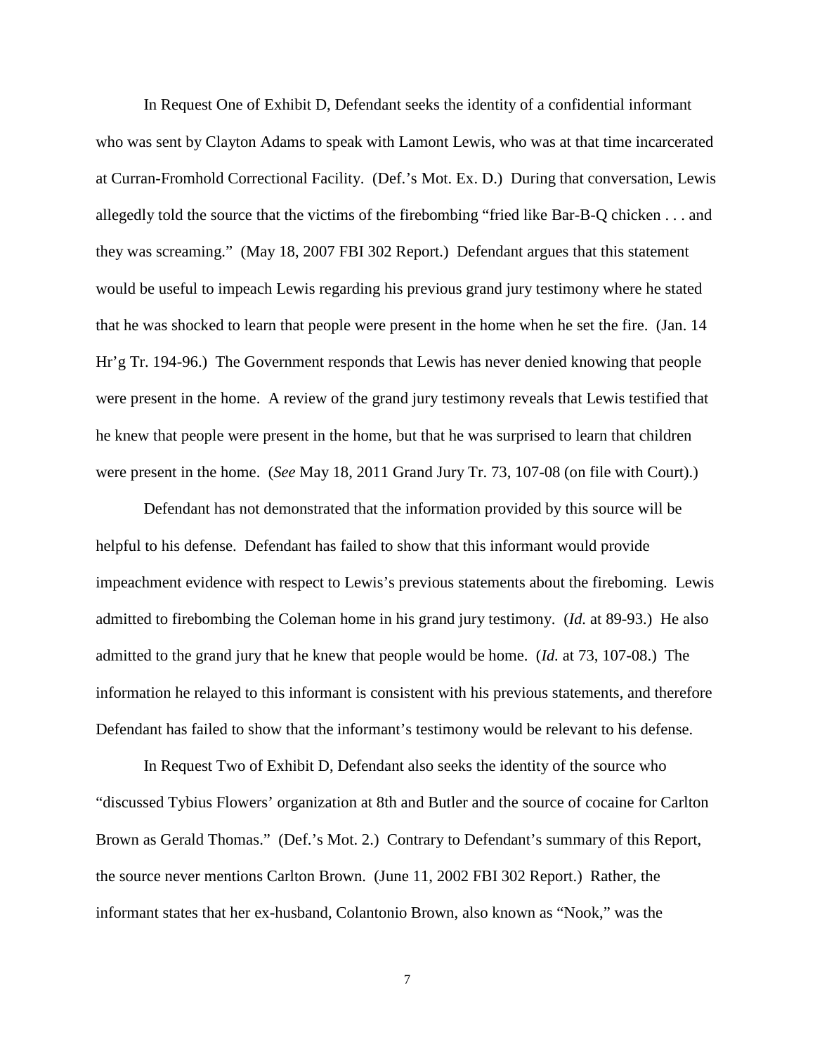In Request One of Exhibit D, Defendant seeks the identity of a confidential informant who was sent by Clayton Adams to speak with Lamont Lewis, who was at that time incarcerated at Curran-Fromhold Correctional Facility. (Def.'s Mot. Ex. D.) During that conversation, Lewis allegedly told the source that the victims of the firebombing "fried like Bar-B-Q chicken . . . and they was screaming." (May 18, 2007 FBI 302 Report.) Defendant argues that this statement would be useful to impeach Lewis regarding his previous grand jury testimony where he stated that he was shocked to learn that people were present in the home when he set the fire. (Jan. 14 Hr'g Tr. 194-96.) The Government responds that Lewis has never denied knowing that people were present in the home. A review of the grand jury testimony reveals that Lewis testified that he knew that people were present in the home, but that he was surprised to learn that children were present in the home. (*See* May 18, 2011 Grand Jury Tr. 73, 107-08 (on file with Court).)

Defendant has not demonstrated that the information provided by this source will be helpful to his defense. Defendant has failed to show that this informant would provide impeachment evidence with respect to Lewis's previous statements about the fireboming. Lewis admitted to firebombing the Coleman home in his grand jury testimony. (*Id.* at 89-93.) He also admitted to the grand jury that he knew that people would be home. (*Id.* at 73, 107-08.) The information he relayed to this informant is consistent with his previous statements, and therefore Defendant has failed to show that the informant's testimony would be relevant to his defense.

In Request Two of Exhibit D, Defendant also seeks the identity of the source who "discussed Tybius Flowers' organization at 8th and Butler and the source of cocaine for Carlton Brown as Gerald Thomas." (Def.'s Mot. 2.) Contrary to Defendant's summary of this Report, the source never mentions Carlton Brown. (June 11, 2002 FBI 302 Report.) Rather, the informant states that her ex-husband, Colantonio Brown, also known as "Nook," was the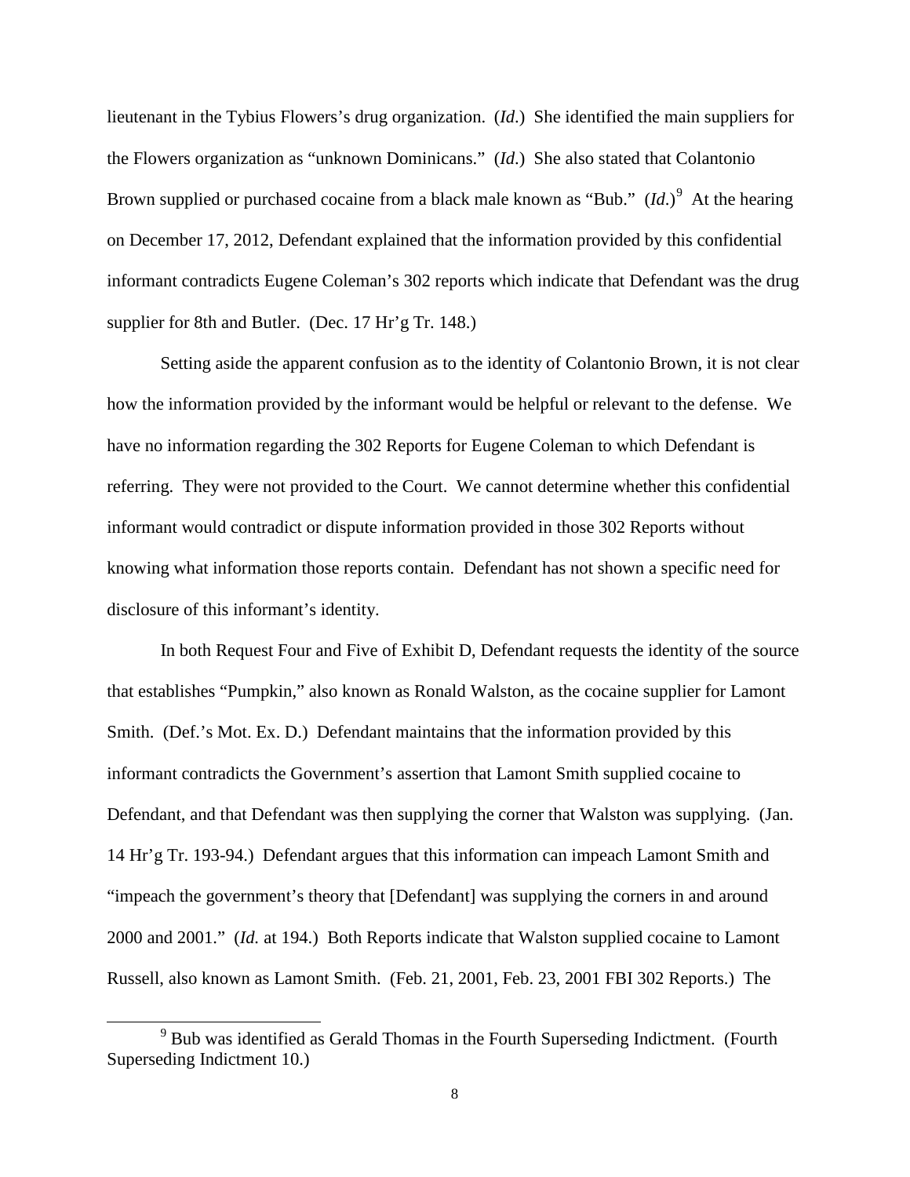lieutenant in the Tybius Flowers's drug organization. (*Id*.) She identified the main suppliers for the Flowers organization as "unknown Dominicans." (*Id*.) She also stated that Colantonio Brown supplied or purchased cocaine from a black male known as "Bub." (*Id*.)[9] At the hearing on December 17, 2012, Defendant explained that the information provided by this confidential informant contradicts Eugene Coleman's 302 reports which indicate that Defendant was the drug supplier for 8th and Butler. (Dec. 17 Hr'g Tr. 148.)

Setting aside the apparent confusion as to the identity of Colantonio Brown, it is not clear how the information provided by the informant would be helpful or relevant to the defense. We have no information regarding the 302 Reports for Eugene Coleman to which Defendant is referring. They were not provided to the Court. We cannot determine whether this confidential informant would contradict or dispute information provided in those 302 Reports without knowing what information those reports contain. Defendant has not shown a specific need for disclosure of this informant's identity.

In both Request Four and Five of Exhibit D, Defendant requests the identity of the source that establishes "Pumpkin," also known as Ronald Walston, as the cocaine supplier for Lamont Smith. (Def.'s Mot. Ex. D.) Defendant maintains that the information provided by this informant contradicts the Government's assertion that Lamont Smith supplied cocaine to Defendant, and that Defendant was then supplying the corner that Walston was supplying. (Jan. 14 Hr'g Tr. 193-94.) Defendant argues that this information can impeach Lamont Smith and "impeach the government's theory that [Defendant] was supplying the corners in and around 2000 and 2001." (*Id.* at 194.) Both Reports indicate that Walston supplied cocaine to Lamont Russell, also known as Lamont Smith. (Feb. 21, 2001, Feb. 23, 2001 FBI 302 Reports.) The

[9] Bub was identified as Gerald Thomas in the Fourth Superseding Indictment. (Fourth Superseding Indictment 10.)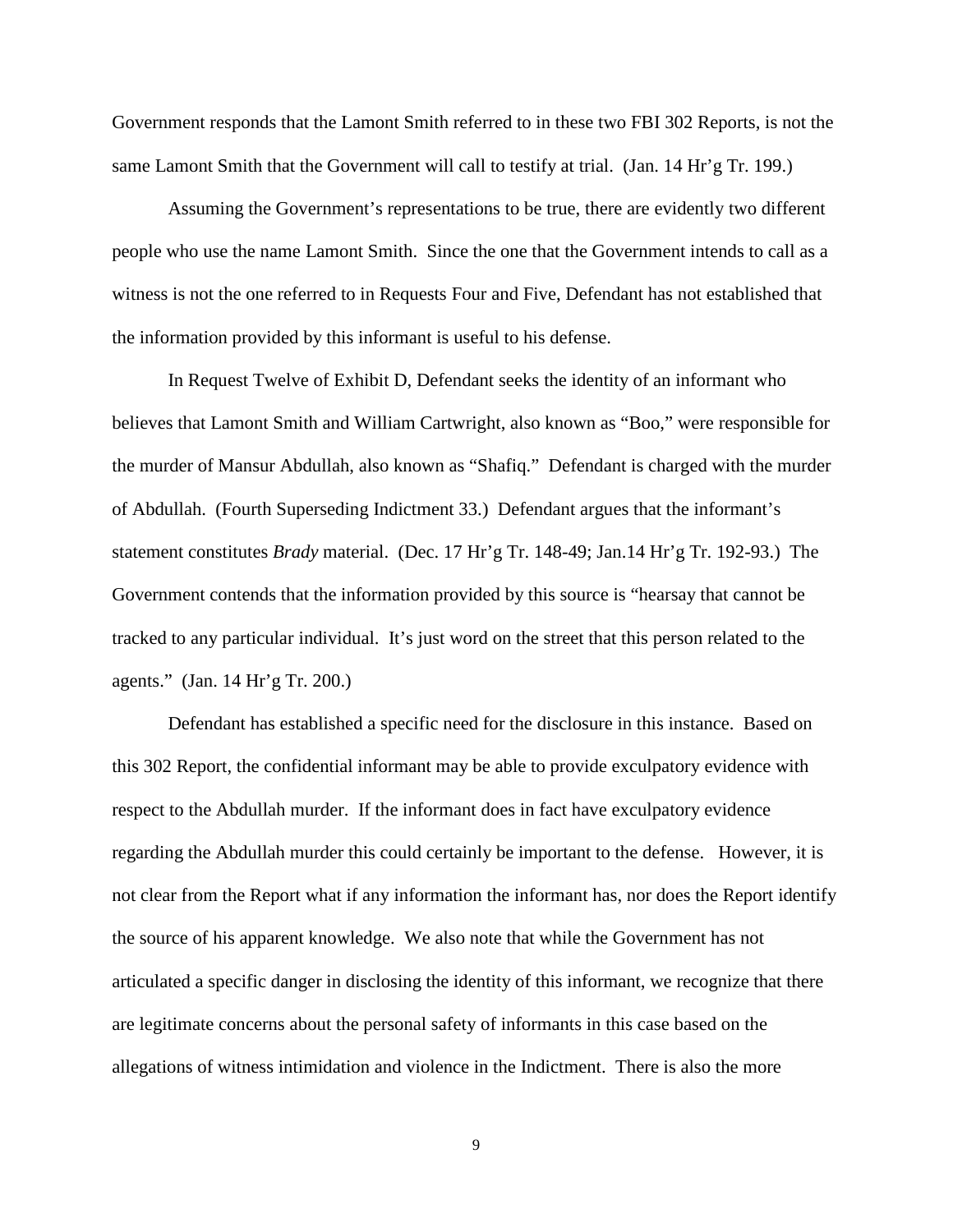Government responds that the Lamont Smith referred to in these two FBI 302 Reports, is not the same Lamont Smith that the Government will call to testify at trial. (Jan. 14 Hr'g Tr. 199.)

Assuming the Government's representations to be true, there are evidently two different people who use the name Lamont Smith. Since the one that the Government intends to call as a witness is not the one referred to in Requests Four and Five, Defendant has not established that the information provided by this informant is useful to his defense.

In Request Twelve of Exhibit D, Defendant seeks the identity of an informant who believes that Lamont Smith and William Cartwright, also known as "Boo," were responsible for the murder of Mansur Abdullah, also known as "Shafiq." Defendant is charged with the murder of Abdullah. (Fourth Superseding Indictment 33.) Defendant argues that the informant's statement constitutes *Brady* material. (Dec. 17 Hr'g Tr. 148-49; Jan.14 Hr'g Tr. 192-93.) The Government contends that the information provided by this source is "hearsay that cannot be tracked to any particular individual. It's just word on the street that this person related to the agents." (Jan. 14 Hr'g Tr. 200.)

Defendant has established a specific need for the disclosure in this instance. Based on this 302 Report, the confidential informant may be able to provide exculpatory evidence with respect to the Abdullah murder. If the informant does in fact have exculpatory evidence regarding the Abdullah murder this could certainly be important to the defense. However, it is not clear from the Report what if any information the informant has, nor does the Report identify the source of his apparent knowledge. We also note that while the Government has not articulated a specific danger in disclosing the identity of this informant, we recognize that there are legitimate concerns about the personal safety of informants in this case based on the allegations of witness intimidation and violence in the Indictment. There is also the more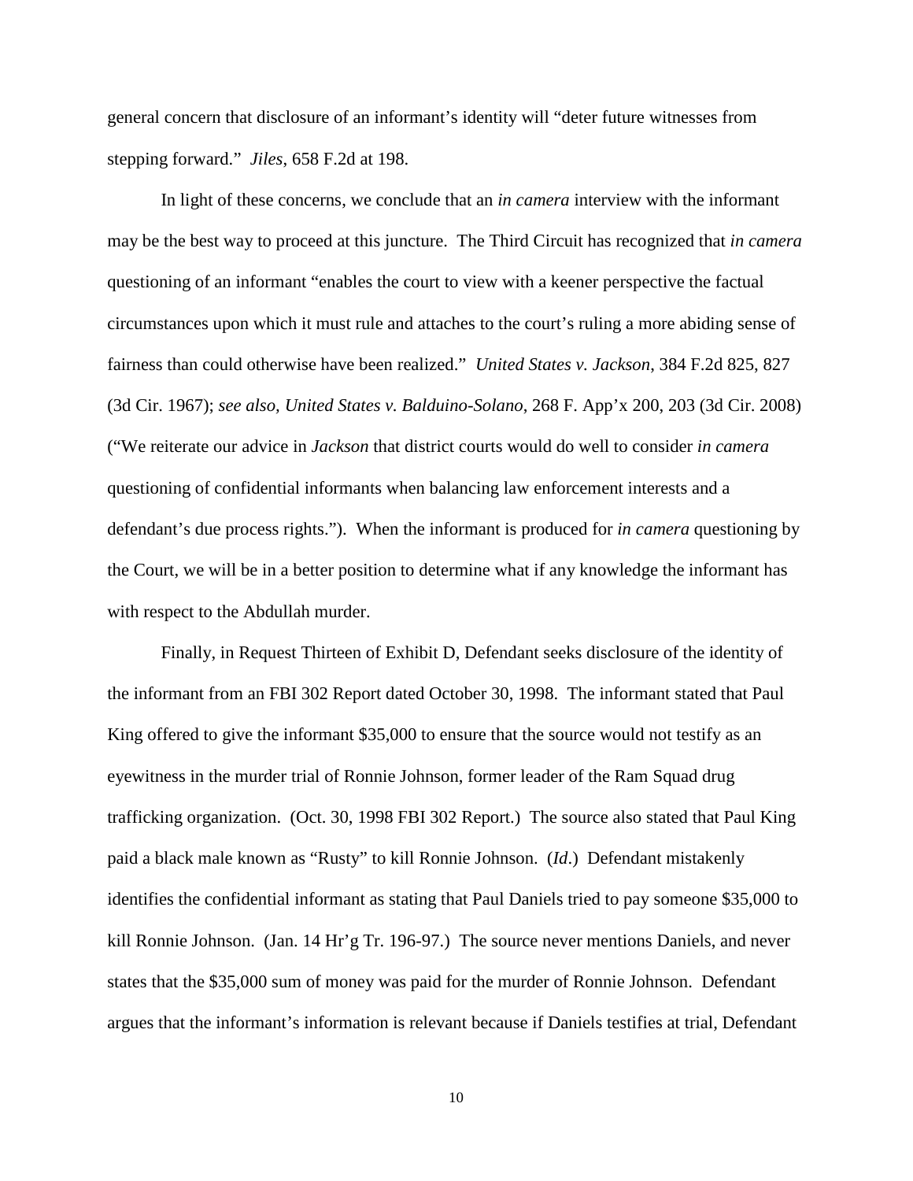general concern that disclosure of an informant's identity will "deter future witnesses from stepping forward." *Jiles*, 658 F.2d at 198.

In light of these concerns, we conclude that an *in camera* interview with the informant may be the best way to proceed at this juncture. The Third Circuit has recognized that *in camera* questioning of an informant "enables the court to view with a keener perspective the factual circumstances upon which it must rule and attaches to the court's ruling a more abiding sense of fairness than could otherwise have been realized." *United States v. Jackson*, 384 F.2d 825, 827 (3d Cir. 1967); *see also*, *United States v. Balduino-Solano*, 268 F. App'x 200, 203 (3d Cir. 2008) ("We reiterate our advice in *Jackson* that district courts would do well to consider *in camera* questioning of confidential informants when balancing law enforcement interests and a defendant's due process rights."). When the informant is produced for *in camera* questioning by the Court, we will be in a better position to determine what if any knowledge the informant has with respect to the Abdullah murder.

Finally, in Request Thirteen of Exhibit D, Defendant seeks disclosure of the identity of the informant from an FBI 302 Report dated October 30, 1998. The informant stated that Paul King offered to give the informant $35,000 to ensure that the source would not testify as an eyewitness in the murder trial of Ronnie Johnson, former leader of the Ram Squad drug trafficking organization. (Oct. 30, 1998 FBI 302 Report.) The source also stated that Paul King paid a black male known as "Rusty" to kill Ronnie Johnson. (*Id*.) Defendant mistakenly identifies the confidential informant as stating that Paul Daniels tried to pay someone $35,000 to kill Ronnie Johnson. (Jan. 14 Hr'g Tr. 196-97.) The source never mentions Daniels, and never states that the $35,000 sum of money was paid for the murder of Ronnie Johnson. Defendant argues that the informant's information is relevant because if Daniels testifies at trial, Defendant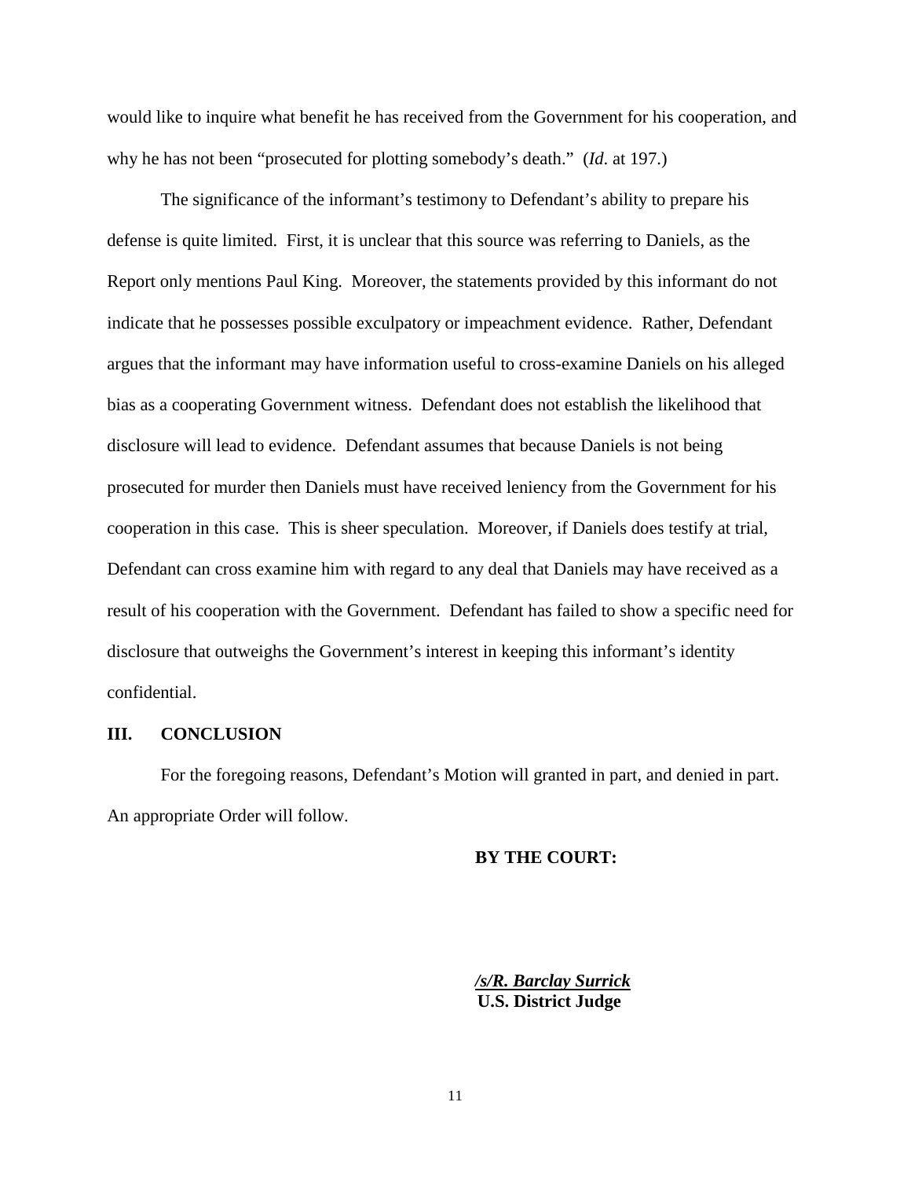would like to inquire what benefit he has received from the Government for his cooperation, and why he has not been "prosecuted for plotting somebody's death." (*Id*. at 197.)

The significance of the informant's testimony to Defendant's ability to prepare his defense is quite limited. First, it is unclear that this source was referring to Daniels, as the Report only mentions Paul King. Moreover, the statements provided by this informant do not indicate that he possesses possible exculpatory or impeachment evidence. Rather, Defendant argues that the informant may have information useful to cross-examine Daniels on his alleged bias as a cooperating Government witness. Defendant does not establish the likelihood that disclosure will lead to evidence. Defendant assumes that because Daniels is not being prosecuted for murder then Daniels must have received leniency from the Government for his cooperation in this case. This is sheer speculation. Moreover, if Daniels does testify at trial, Defendant can cross examine him with regard to any deal that Daniels may have received as a result of his cooperation with the Government. Defendant has failed to show a specific need for disclosure that outweighs the Government's interest in keeping this informant's identity confidential.

## III. CONCLUSION

For the foregoing reasons, Defendant's Motion will granted in part, and denied in part. An appropriate Order will follow.

**BY THE COURT:**

***/s/R. Barclay Surrick***
**U.S. District Judge**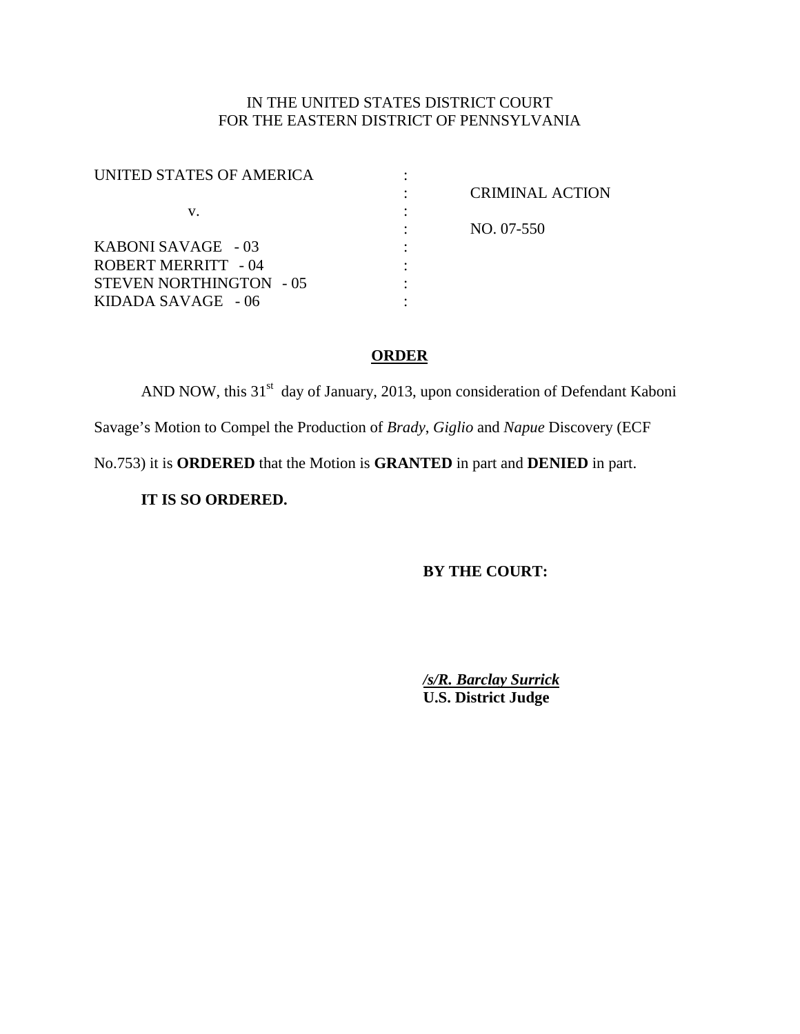IN THE UNITED STATES DISTRICT COURT
FOR THE EASTERN DISTRICT OF PENNSYLVANIA

| | | |
|---|---|---|
| UNITED STATES OF AMERICA | : | |
| | : | CRIMINAL ACTION |
| v. | : | |
| | : | NO. 07-550 |
| KABONI SAVAGE - 03 | : | |
| ROBERT MERRITT - 04 | : | |
| STEVEN NORTHINGTON - 05 | : | |
| KIDADA SAVAGE - 06 | : | |

## ORDER

AND NOW, this 31st day of January, 2013, upon consideration of Defendant Kaboni Savage's Motion to Compel the Production of *Brady*, *Giglio* and *Napue* Discovery (ECF No.753) it is **ORDERED** that the Motion is **GRANTED** in part and **DENIED** in part.

**IT IS SO ORDERED.**

**BY THE COURT:**

***/s/R. Barclay Surrick***
**U.S. District Judge**